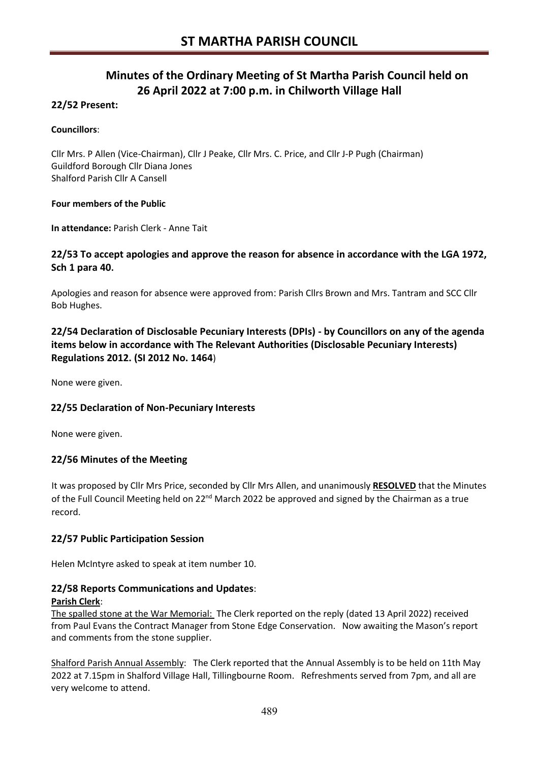# ST MARTHA PARISH COUNCIL

## Minutes of the Ordinary Meeting of St Martha Parish Council held on 26 April 2022 at 7:00 p.m. in Chilworth Village Hall

### 22/52 Present:

**Councillors**:

Cllr Mrs. P Allen (Vice-Chairman), Cllr J Peake, Cllr Mrs. C. Price, and Cllr J-P Pugh (Chairman)
Guildford Borough Cllr Diana Jones
Shalford Parish Cllr A Cansell

**Four members of the Public**

**In attendance:** Parish Clerk - Anne Tait

### 22/53 To accept apologies and approve the reason for absence in accordance with the LGA 1972, Sch 1 para 40.

Apologies and reason for absence were approved from: Parish Cllrs Brown and Mrs. Tantram and SCC Cllr Bob Hughes.

### 22/54 Declaration of Disclosable Pecuniary Interests (DPIs) - by Councillors on any of the agenda items below in accordance with The Relevant Authorities (Disclosable Pecuniary Interests) Regulations 2012. (SI 2012 No. 1464)

None were given.

### 22/55 Declaration of Non-Pecuniary Interests

None were given.

### 22/56 Minutes of the Meeting

It was proposed by Cllr Mrs Price, seconded by Cllr Mrs Allen, and unanimously **RESOLVED** that the Minutes of the Full Council Meeting held on 22nd March 2022 be approved and signed by the Chairman as a true record.

### 22/57 Public Participation Session

Helen McIntyre asked to speak at item number 10.

### 22/58 Reports Communications and Updates:

**Parish Clerk**:

The spalled stone at the War Memorial: The Clerk reported on the reply (dated 13 April 2022) received from Paul Evans the Contract Manager from Stone Edge Conservation. Now awaiting the Mason's report and comments from the stone supplier.

Shalford Parish Annual Assembly: The Clerk reported that the Annual Assembly is to be held on 11th May 2022 at 7.15pm in Shalford Village Hall, Tillingbourne Room. Refreshments served from 7pm, and all are very welcome to attend.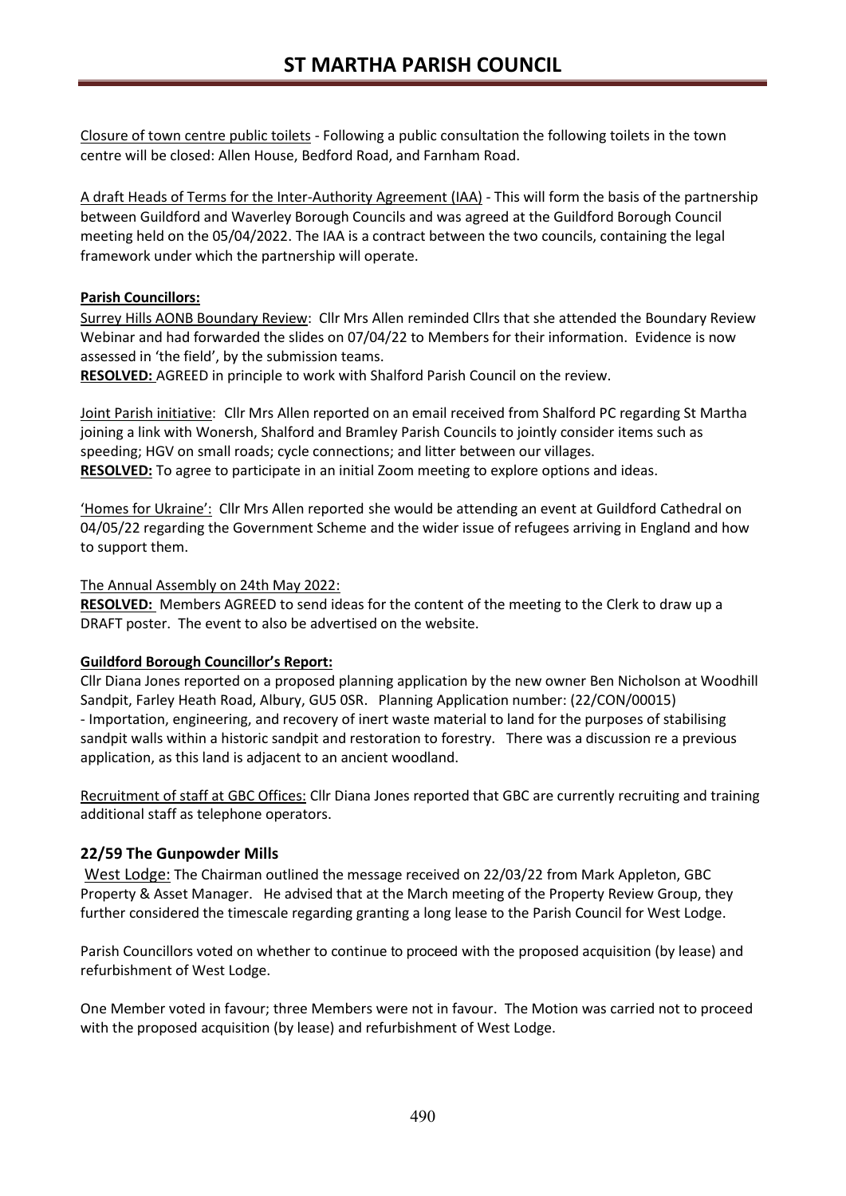Closure of town centre public toilets - Following a public consultation the following toilets in the town centre will be closed: Allen House, Bedford Road, and Farnham Road.

A draft Heads of Terms for the Inter-Authority Agreement (IAA) - This will form the basis of the partnership between Guildford and Waverley Borough Councils and was agreed at the Guildford Borough Council meeting held on the 05/04/2022. The IAA is a contract between the two councils, containing the legal framework under which the partnership will operate.

**Parish Councillors:**

Surrey Hills AONB Boundary Review: Cllr Mrs Allen reminded Cllrs that she attended the Boundary Review Webinar and had forwarded the slides on 07/04/22 to Members for their information. Evidence is now assessed in 'the field', by the submission teams.

**RESOLVED:** AGREED in principle to work with Shalford Parish Council on the review.

Joint Parish initiative: Cllr Mrs Allen reported on an email received from Shalford PC regarding St Martha joining a link with Wonersh, Shalford and Bramley Parish Councils to jointly consider items such as speeding; HGV on small roads; cycle connections; and litter between our villages.

**RESOLVED:** To agree to participate in an initial Zoom meeting to explore options and ideas.

'Homes for Ukraine': Cllr Mrs Allen reported she would be attending an event at Guildford Cathedral on 04/05/22 regarding the Government Scheme and the wider issue of refugees arriving in England and how to support them.

The Annual Assembly on 24th May 2022:

**RESOLVED:** Members AGREED to send ideas for the content of the meeting to the Clerk to draw up a DRAFT poster. The event to also be advertised on the website.

**Guildford Borough Councillor's Report:**

Cllr Diana Jones reported on a proposed planning application by the new owner Ben Nicholson at Woodhill Sandpit, Farley Heath Road, Albury, GU5 0SR. Planning Application number: (22/CON/00015)
- Importation, engineering, and recovery of inert waste material to land for the purposes of stabilising sandpit walls within a historic sandpit and restoration to forestry. There was a discussion re a previous application, as this land is adjacent to an ancient woodland.

Recruitment of staff at GBC Offices: Cllr Diana Jones reported that GBC are currently recruiting and training additional staff as telephone operators.

## 22/59 The Gunpowder Mills

West Lodge: The Chairman outlined the message received on 22/03/22 from Mark Appleton, GBC Property & Asset Manager. He advised that at the March meeting of the Property Review Group, they further considered the timescale regarding granting a long lease to the Parish Council for West Lodge.

Parish Councillors voted on whether to continue to proceed with the proposed acquisition (by lease) and refurbishment of West Lodge.

One Member voted in favour; three Members were not in favour. The Motion was carried not to proceed with the proposed acquisition (by lease) and refurbishment of West Lodge.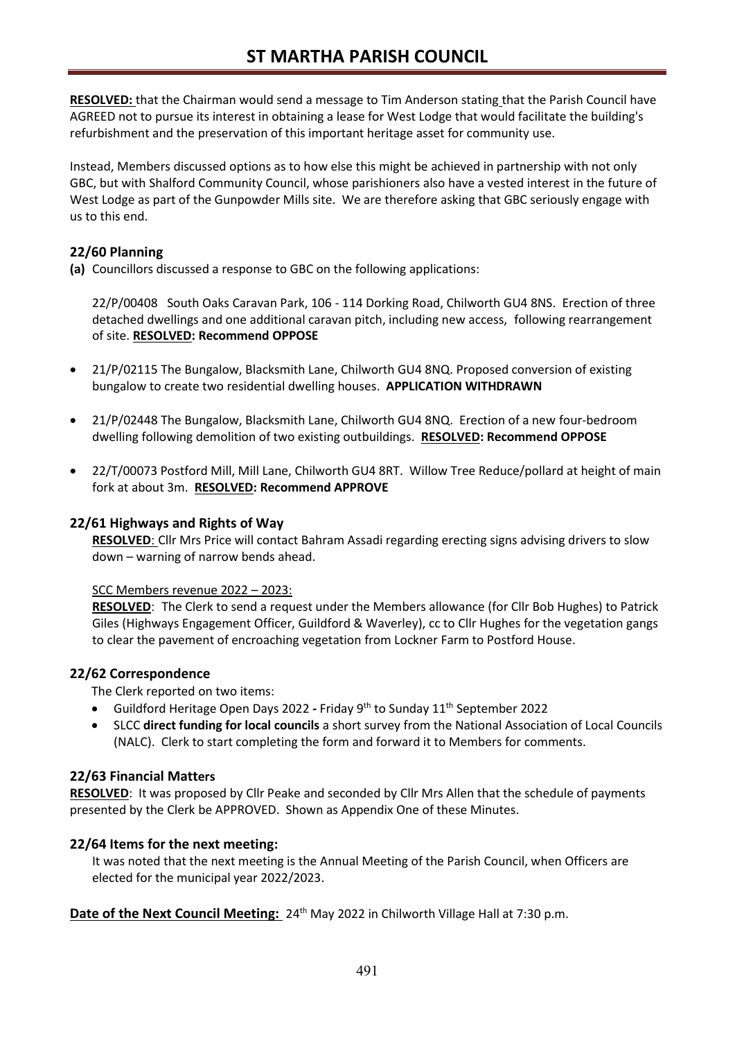**RESOLVED:** that the Chairman would send a message to Tim Anderson stating that the Parish Council have AGREED not to pursue its interest in obtaining a lease for West Lodge that would facilitate the building's refurbishment and the preservation of this important heritage asset for community use.

Instead, Members discussed options as to how else this might be achieved in partnership with not only GBC, but with Shalford Community Council, whose parishioners also have a vested interest in the future of West Lodge as part of the Gunpowder Mills site. We are therefore asking that GBC seriously engage with us to this end.

## 22/60 Planning

**(a)** Councillors discussed a response to GBC on the following applications:

22/P/00408 South Oaks Caravan Park, 106 - 114 Dorking Road, Chilworth GU4 8NS. Erection of three detached dwellings and one additional caravan pitch, including new access, following rearrangement of site. **RESOLVED: Recommend OPPOSE**

- 21/P/02115 The Bungalow, Blacksmith Lane, Chilworth GU4 8NQ. Proposed conversion of existing bungalow to create two residential dwelling houses. **APPLICATION WITHDRAWN**
- 21/P/02448 The Bungalow, Blacksmith Lane, Chilworth GU4 8NQ. Erection of a new four-bedroom dwelling following demolition of two existing outbuildings. **RESOLVED: Recommend OPPOSE**
- 22/T/00073 Postford Mill, Mill Lane, Chilworth GU4 8RT. Willow Tree Reduce/pollard at height of main fork at about 3m. **RESOLVED: Recommend APPROVE**

## 22/61 Highways and Rights of Way

**RESOLVED**: Cllr Mrs Price will contact Bahram Assadi regarding erecting signs advising drivers to slow down – warning of narrow bends ahead.

SCC Members revenue 2022 – 2023:

**RESOLVED**: The Clerk to send a request under the Members allowance (for Cllr Bob Hughes) to Patrick Giles (Highways Engagement Officer, Guildford & Waverley), cc to Cllr Hughes for the vegetation gangs to clear the pavement of encroaching vegetation from Lockner Farm to Postford House.

## 22/62 Correspondence

The Clerk reported on two items:

- Guildford Heritage Open Days 2022 **-** Friday 9th to Sunday 11th September 2022
- SLCC **direct funding for local councils** a short survey from the National Association of Local Councils (NALC). Clerk to start completing the form and forward it to Members for comments.

## 22/63 Financial Matters

**RESOLVED**: It was proposed by Cllr Peake and seconded by Cllr Mrs Allen that the schedule of payments presented by the Clerk be APPROVED. Shown as Appendix One of these Minutes.

## 22/64 Items for the next meeting:

It was noted that the next meeting is the Annual Meeting of the Parish Council, when Officers are elected for the municipal year 2022/2023.

**Date of the Next Council Meeting:** 24th May 2022 in Chilworth Village Hall at 7:30 p.m.